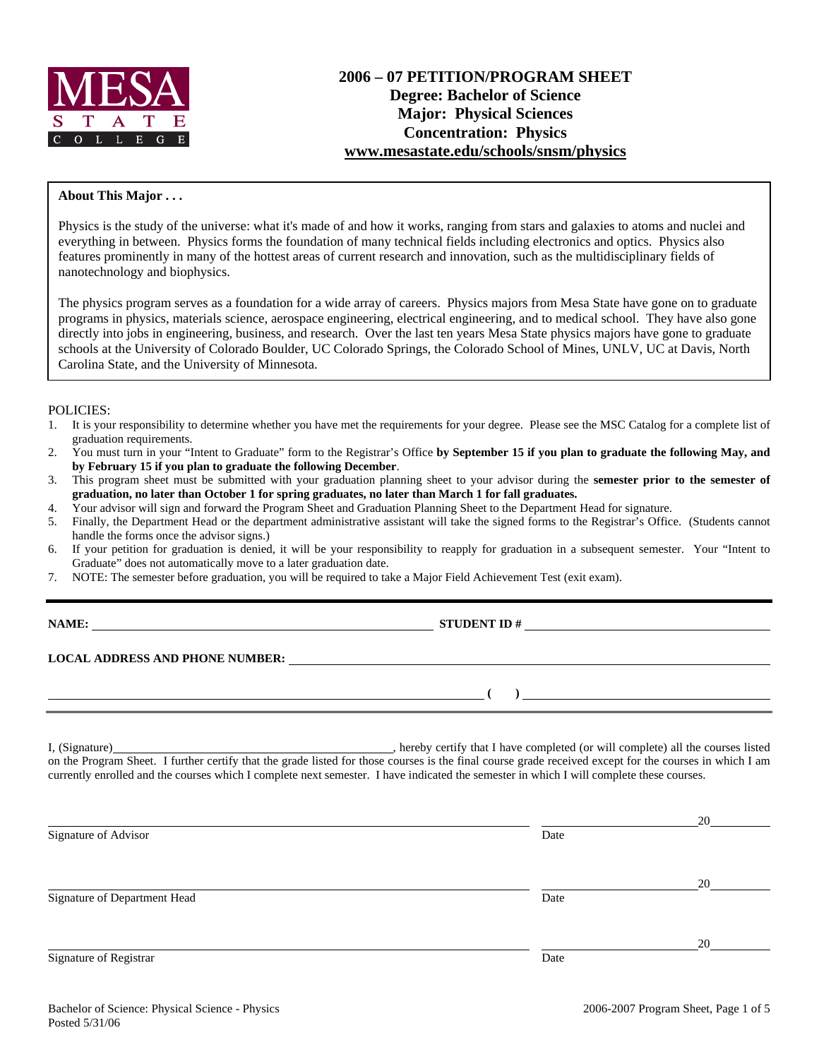MESA STATE COLLEGE

# 2006 – 07 PETITION/PROGRAM SHEET
## Degree: Bachelor of Science
## Major: Physical Sciences
## Concentration: Physics
## www.mesastate.edu/schools/snsm/physics

**About This Major . . .**

Physics is the study of the universe: what it's made of and how it works, ranging from stars and galaxies to atoms and nuclei and everything in between. Physics forms the foundation of many technical fields including electronics and optics. Physics also features prominently in many of the hottest areas of current research and innovation, such as the multidisciplinary fields of nanotechnology and biophysics.

The physics program serves as a foundation for a wide array of careers. Physics majors from Mesa State have gone on to graduate programs in physics, materials science, aerospace engineering, electrical engineering, and to medical school. They have also gone directly into jobs in engineering, business, and research. Over the last ten years Mesa State physics majors have gone to graduate schools at the University of Colorado Boulder, UC Colorado Springs, the Colorado School of Mines, UNLV, UC at Davis, North Carolina State, and the University of Minnesota.

POLICIES:

1. It is your responsibility to determine whether you have met the requirements for your degree. Please see the MSC Catalog for a complete list of graduation requirements.
2. You must turn in your "Intent to Graduate" form to the Registrar's Office **by September 15 if you plan to graduate the following May, and by February 15 if you plan to graduate the following December**.
3. This program sheet must be submitted with your graduation planning sheet to your advisor during the **semester prior to the semester of graduation, no later than October 1 for spring graduates, no later than March 1 for fall graduates.**
4. Your advisor will sign and forward the Program Sheet and Graduation Planning Sheet to the Department Head for signature.
5. Finally, the Department Head or the department administrative assistant will take the signed forms to the Registrar's Office. (Students cannot handle the forms once the advisor signs.)
6. If your petition for graduation is denied, it will be your responsibility to reapply for graduation in a subsequent semester. Your "Intent to Graduate" does not automatically move to a later graduation date.
7. NOTE: The semester before graduation, you will be required to take a Major Field Achievement Test (exit exam).

---

**NAME:** ______________________________ **STUDENT ID #** ______________________________

**LOCAL ADDRESS AND PHONE NUMBER:** ______________________________

______________________________ **( )** ______________________________

I, (Signature)______________________________, hereby certify that I have completed (or will complete) all the courses listed on the Program Sheet. I further certify that the grade listed for those courses is the final course grade received except for the courses in which I am currently enrolled and the courses which I complete next semester. I have indicated the semester in which I will complete these courses.

______________________________ ______________ 20______
Signature of Advisor Date

______________________________ ______________ 20______
Signature of Department Head Date

______________________________ ______________ 20______
Signature of Registrar Date

Bachelor of Science: Physical Science - Physics
Posted 5/31/06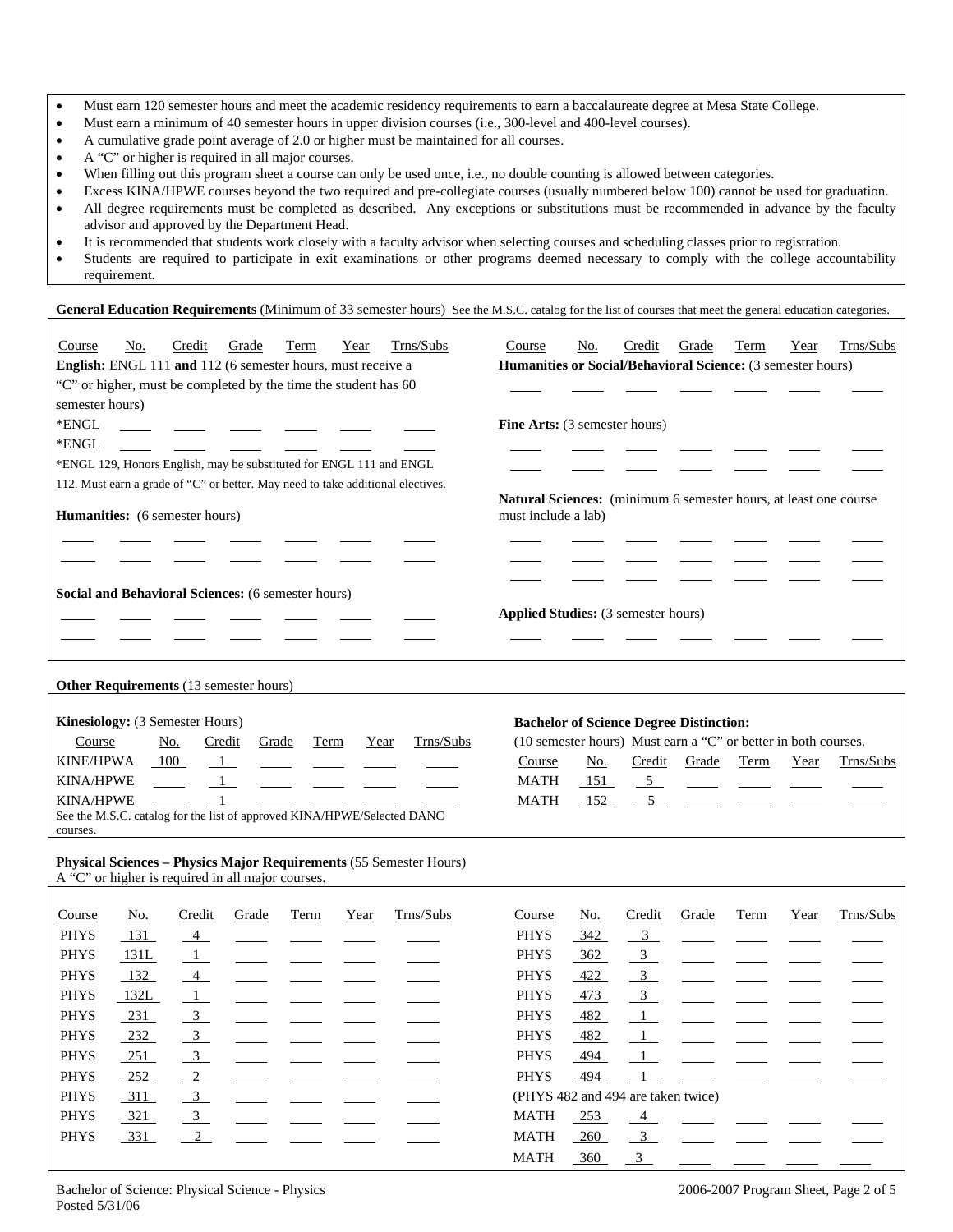- Must earn 120 semester hours and meet the academic residency requirements to earn a baccalaureate degree at Mesa State College.
- Must earn a minimum of 40 semester hours in upper division courses (i.e., 300-level and 400-level courses).
- A cumulative grade point average of 2.0 or higher must be maintained for all courses.
- A "C" or higher is required in all major courses.
- When filling out this program sheet a course can only be used once, i.e., no double counting is allowed between categories.
- Excess KINA/HPWE courses beyond the two required and pre-collegiate courses (usually numbered below 100) cannot be used for graduation.
- All degree requirements must be completed as described. Any exceptions or substitutions must be recommended in advance by the faculty advisor and approved by the Department Head.
- It is recommended that students work closely with a faculty advisor when selecting courses and scheduling classes prior to registration.
- Students are required to participate in exit examinations or other programs deemed necessary to comply with the college accountability requirement.

**General Education Requirements** (Minimum of 33 semester hours) See the M.S.C. catalog for the list of courses that meet the general education categories.

**English:** ENGL 111 **and** 112 (6 semester hours, must receive a "C" or higher, must be completed by the time the student has 60 semester hours)

| Course | No. | Credit | Grade | Term | Year | Trns/Subs |
|---|---|---|---|---|---|---|
| *ENGL | | | | | | |
| *ENGL | | | | | | |

*ENGL 129, Honors English, may be substituted for ENGL 111 and ENGL 112. Must earn a grade of "C" or better. May need to take additional electives.

**Humanities:** (6 semester hours)

| Course | No. | Credit | Grade | Term | Year | Trns/Subs |
|---|---|---|---|---|---|---|
| | | | | | | |
| | | | | | | |

**Social and Behavioral Sciences:** (6 semester hours)

| Course | No. | Credit | Grade | Term | Year | Trns/Subs |
|---|---|---|---|---|---|---|
| | | | | | | |
| | | | | | | |

**Humanities or Social/Behavioral Science:** (3 semester hours)

| Course | No. | Credit | Grade | Term | Year | Trns/Subs |
|---|---|---|---|---|---|---|
| | | | | | | |

**Fine Arts:** (3 semester hours)

| Course | No. | Credit | Grade | Term | Year | Trns/Subs |
|---|---|---|---|---|---|---|
| | | | | | | |
| | | | | | | |

**Natural Sciences:** (minimum 6 semester hours, at least one course must include a lab)

| Course | No. | Credit | Grade | Term | Year | Trns/Subs |
|---|---|---|---|---|---|---|
| | | | | | | |
| | | | | | | |
| | | | | | | |

**Applied Studies:** (3 semester hours)

| Course | No. | Credit | Grade | Term | Year | Trns/Subs |
|---|---|---|---|---|---|---|
| | | | | | | |

**Other Requirements** (13 semester hours)

**Kinesiology:** (3 Semester Hours)

| Course | No. | Credit | Grade | Term | Year | Trns/Subs |
|---|---|---|---|---|---|---|
| KINE/HPWA | 100 | 1 | | | | |
| KINA/HPWE | | 1 | | | | |
| KINA/HPWE | | 1 | | | | |

See the M.S.C. catalog for the list of approved KINA/HPWE/Selected DANC courses.

**Bachelor of Science Degree Distinction:**

(10 semester hours) Must earn a "C" or better in both courses.

| Course | No. | Credit | Grade | Term | Year | Trns/Subs |
|---|---|---|---|---|---|---|
| MATH | 151 | 5 | | | | |
| MATH | 152 | 5 | | | | |

**Physical Sciences – Physics Major Requirements** (55 Semester Hours)
A "C" or higher is required in all major courses.

| Course | No. | Credit | Grade | Term | Year | Trns/Subs |
|---|---|---|---|---|---|---|
| PHYS | 131 | 4 | | | | |
| PHYS | 131L | 1 | | | | |
| PHYS | 132 | 4 | | | | |
| PHYS | 132L | 1 | | | | |
| PHYS | 231 | 3 | | | | |
| PHYS | 232 | 3 | | | | |
| PHYS | 251 | 3 | | | | |
| PHYS | 252 | 2 | | | | |
| PHYS | 311 | 3 | | | | |
| PHYS | 321 | 3 | | | | |
| PHYS | 331 | 2 | | | | |
| PHYS | 342 | 3 | | | | |
| PHYS | 362 | 3 | | | | |
| PHYS | 422 | 3 | | | | |
| PHYS | 473 | 3 | | | | |
| PHYS | 482 | 1 | | | | |
| PHYS | 482 | 1 | | | | |
| PHYS | 494 | 1 | | | | |
| PHYS | 494 | 1 | | | | |

(PHYS 482 and 494 are taken twice)

| Course | No. | Credit | Grade | Term | Year | Trns/Subs |
|---|---|---|---|---|---|---|
| MATH | 253 | 4 | | | | |
| MATH | 260 | 3 | | | | |
| MATH | 360 | 3 | | | | |

Bachelor of Science: Physical Science - Physics
Posted 5/31/06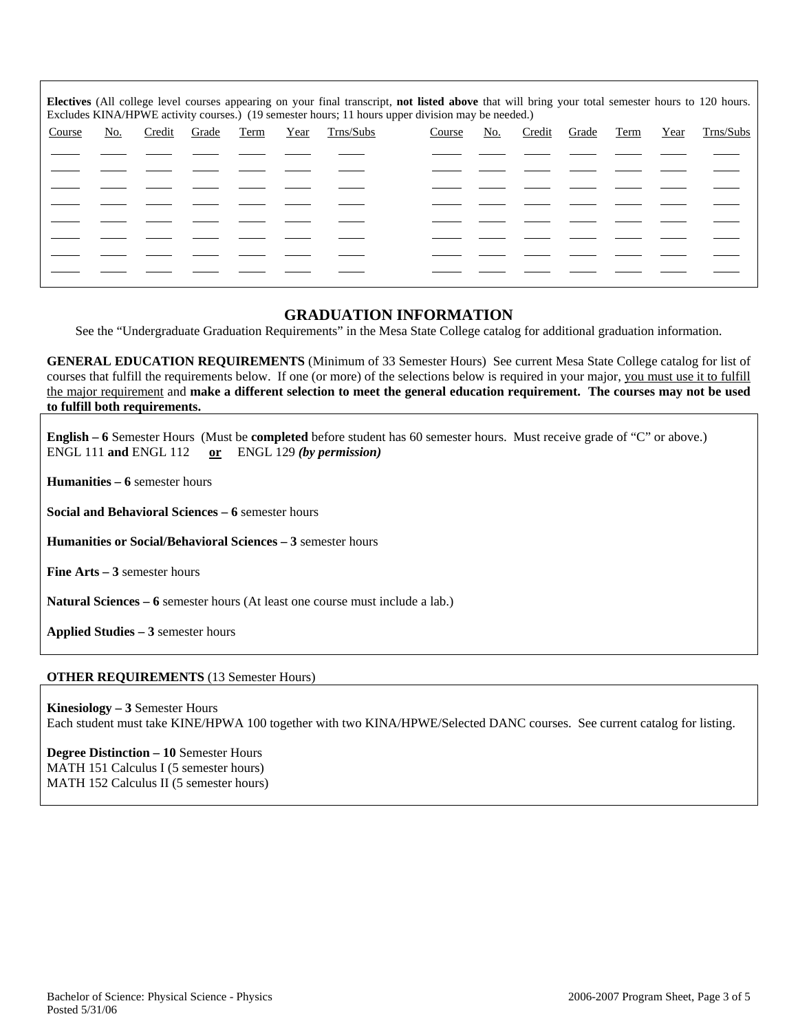**Electives** (All college level courses appearing on your final transcript, **not listed above** that will bring your total semester hours to 120 hours. Excludes KINA/HPWE activity courses.) (19 semester hours; 11 hours upper division may be needed.)

| Course | No. | Credit | Grade | Term | Year | Trns/Subs | Course | No. | Credit | Grade | Term | Year | Trns/Subs |
|---|---|---|---|---|---|---|---|---|---|---|---|---|---|
| | | | | | | | | | | | | | |
| | | | | | | | | | | | | | |
| | | | | | | | | | | | | | |
| | | | | | | | | | | | | | |
| | | | | | | | | | | | | | |
| | | | | | | | | | | | | | |
| | | | | | | | | | | | | | |
| | | | | | | | | | | | | | |

## GRADUATION INFORMATION

See the "Undergraduate Graduation Requirements" in the Mesa State College catalog for additional graduation information.

**GENERAL EDUCATION REQUIREMENTS** (Minimum of 33 Semester Hours) See current Mesa State College catalog for list of courses that fulfill the requirements below. If one (or more) of the selections below is required in your major, you must use it to fulfill the major requirement and **make a different selection to meet the general education requirement. The courses may not be used to fulfill both requirements.**

**English – 6** Semester Hours (Must be **completed** before student has 60 semester hours. Must receive grade of "C" or above.)
ENGL 111 **and** ENGL 112 **or** ENGL 129 ***(by permission)***

**Humanities – 6** semester hours

**Social and Behavioral Sciences – 6** semester hours

**Humanities or Social/Behavioral Sciences – 3** semester hours

**Fine Arts – 3** semester hours

**Natural Sciences – 6** semester hours (At least one course must include a lab.)

**Applied Studies – 3** semester hours

**OTHER REQUIREMENTS** (13 Semester Hours)

**Kinesiology – 3** Semester Hours
Each student must take KINE/HPWA 100 together with two KINA/HPWE/Selected DANC courses. See current catalog for listing.

**Degree Distinction – 10** Semester Hours
MATH 151 Calculus I (5 semester hours)
MATH 152 Calculus II (5 semester hours)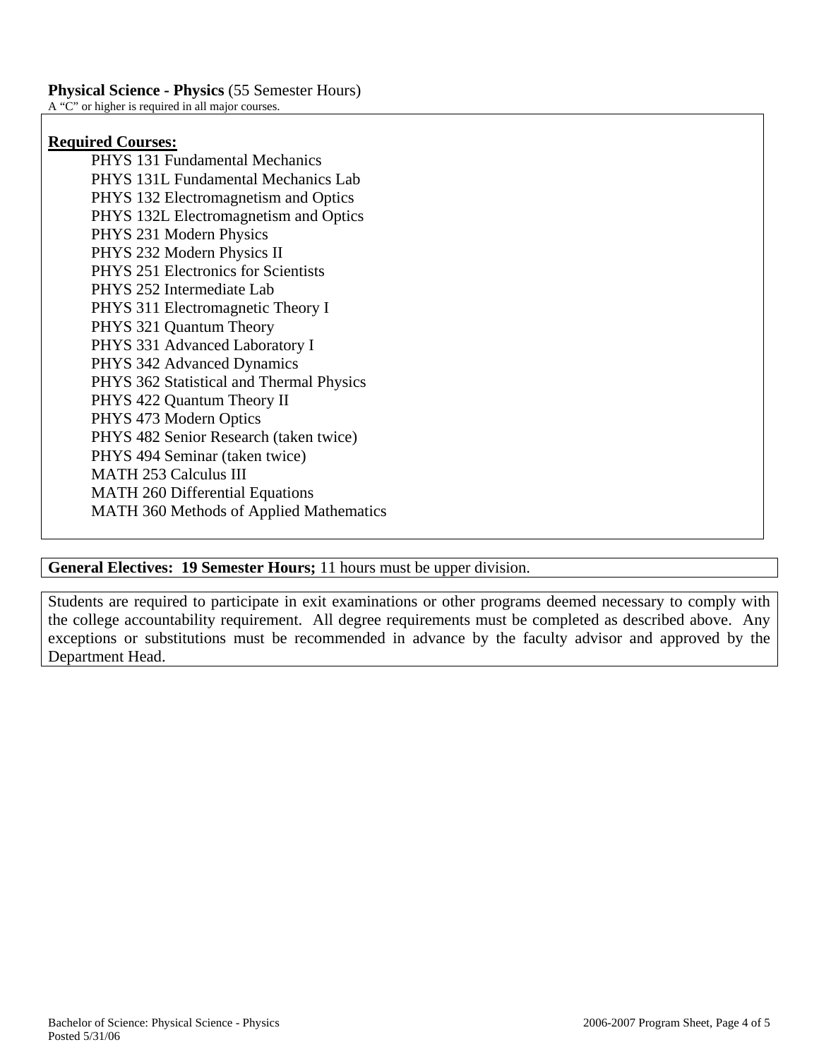**Physical Science - Physics** (55 Semester Hours)
A "C" or higher is required in all major courses.

**Required Courses:**

- PHYS 131 Fundamental Mechanics
- PHYS 131L Fundamental Mechanics Lab
- PHYS 132 Electromagnetism and Optics
- PHYS 132L Electromagnetism and Optics
- PHYS 231 Modern Physics
- PHYS 232 Modern Physics II
- PHYS 251 Electronics for Scientists
- PHYS 252 Intermediate Lab
- PHYS 311 Electromagnetic Theory I
- PHYS 321 Quantum Theory
- PHYS 331 Advanced Laboratory I
- PHYS 342 Advanced Dynamics
- PHYS 362 Statistical and Thermal Physics
- PHYS 422 Quantum Theory II
- PHYS 473 Modern Optics
- PHYS 482 Senior Research (taken twice)
- PHYS 494 Seminar (taken twice)
- MATH 253 Calculus III
- MATH 260 Differential Equations
- MATH 360 Methods of Applied Mathematics

**General Electives: 19 Semester Hours;** 11 hours must be upper division.

Students are required to participate in exit examinations or other programs deemed necessary to comply with the college accountability requirement. All degree requirements must be completed as described above. Any exceptions or substitutions must be recommended in advance by the faculty advisor and approved by the Department Head.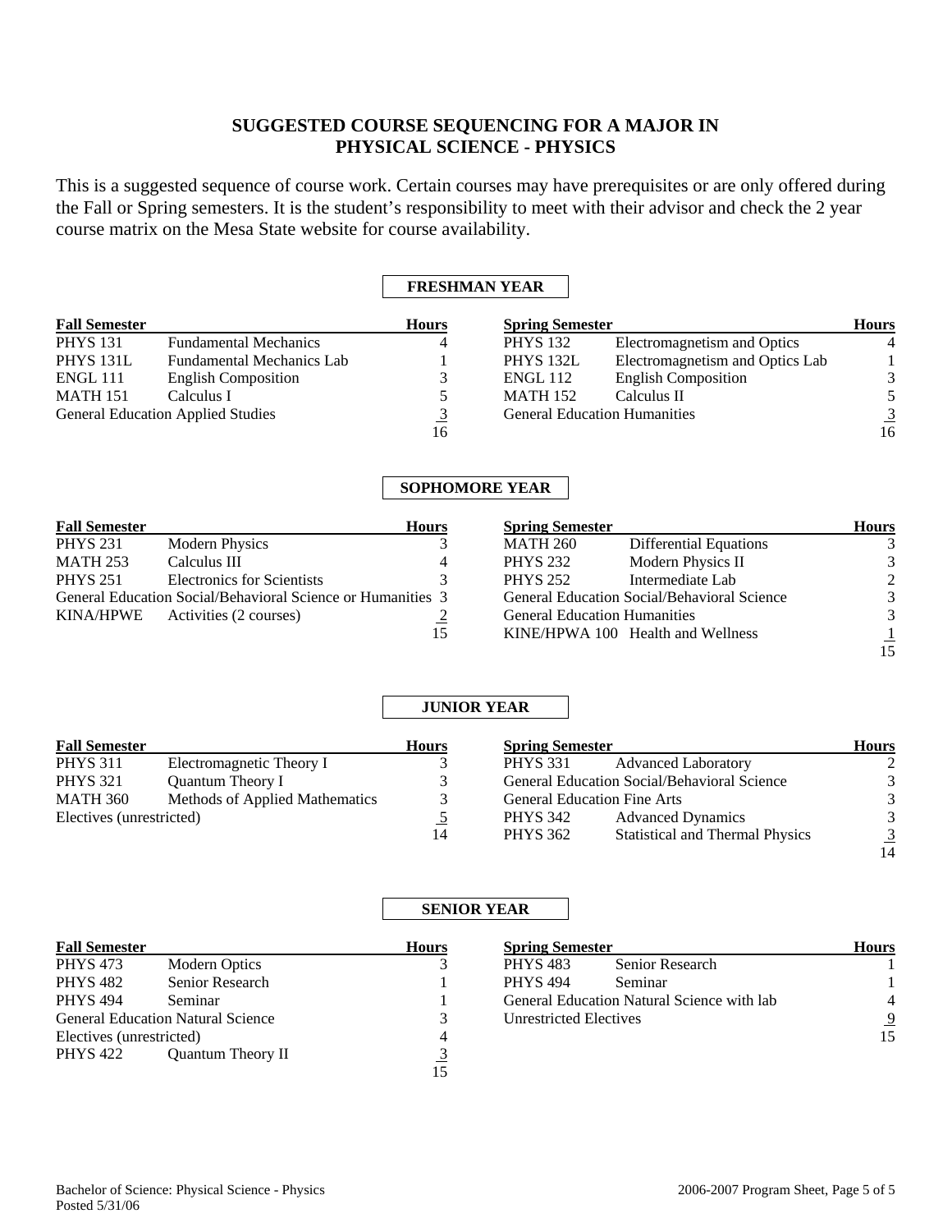# SUGGESTED COURSE SEQUENCING FOR A MAJOR IN PHYSICAL SCIENCE - PHYSICS

This is a suggested sequence of course work. Certain courses may have prerequisites or are only offered during the Fall or Spring semesters. It is the student's responsibility to meet with their advisor and check the 2 year course matrix on the Mesa State website for course availability.

## FRESHMAN YEAR

| Fall Semester | | Hours |
|---|---|---|
| PHYS 131 | Fundamental Mechanics | 4 |
| PHYS 131L | Fundamental Mechanics Lab | 1 |
| ENGL 111 | English Composition | 3 |
| MATH 151 | Calculus I | 5 |
| General Education Applied Studies | | 3 |
| | | 16 |

| Spring Semester | | Hours |
|---|---|---|
| PHYS 132 | Electromagnetism and Optics | 4 |
| PHYS 132L | Electromagnetism and Optics Lab | 1 |
| ENGL 112 | English Composition | 3 |
| MATH 152 | Calculus II | 5 |
| General Education Humanities | | 3 |
| | | 16 |

## SOPHOMORE YEAR

| Fall Semester | | Hours |
|---|---|---|
| PHYS 231 | Modern Physics | 3 |
| MATH 253 | Calculus III | 4 |
| PHYS 251 | Electronics for Scientists | 3 |
| General Education Social/Behavioral Science or Humanities | | 3 |
| KINA/HPWE | Activities (2 courses) | 2 |
| | | 15 |

| Spring Semester | | Hours |
|---|---|---|
| MATH 260 | Differential Equations | 3 |
| PHYS 232 | Modern Physics II | 3 |
| PHYS 252 | Intermediate Lab | 2 |
| General Education Social/Behavioral Science | | 3 |
| General Education Humanities | | 3 |
| KINE/HPWA 100 | Health and Wellness | 1 |
| | | 15 |

## JUNIOR YEAR

| Fall Semester | | Hours |
|---|---|---|
| PHYS 311 | Electromagnetic Theory I | 3 |
| PHYS 321 | Quantum Theory I | 3 |
| MATH 360 | Methods of Applied Mathematics | 3 |
| Electives (unrestricted) | | 5 |
| | | 14 |

| Spring Semester | | Hours |
|---|---|---|
| PHYS 331 | Advanced Laboratory | 2 |
| General Education Social/Behavioral Science | | 3 |
| General Education Fine Arts | | 3 |
| PHYS 342 | Advanced Dynamics | 3 |
| PHYS 362 | Statistical and Thermal Physics | 3 |
| | | 14 |

## SENIOR YEAR

| Fall Semester | | Hours |
|---|---|---|
| PHYS 473 | Modern Optics | 3 |
| PHYS 482 | Senior Research | 1 |
| PHYS 494 | Seminar | 1 |
| General Education Natural Science | | 3 |
| Electives (unrestricted) | | 4 |
| PHYS 422 | Quantum Theory II | 3 |
| | | 15 |

| Spring Semester | | Hours |
|---|---|---|
| PHYS 483 | Senior Research | 1 |
| PHYS 494 | Seminar | 1 |
| General Education Natural Science with lab | | 4 |
| Unrestricted Electives | | 9 |
| | | 15 |

Bachelor of Science: Physical Science - Physics
Posted 5/31/06